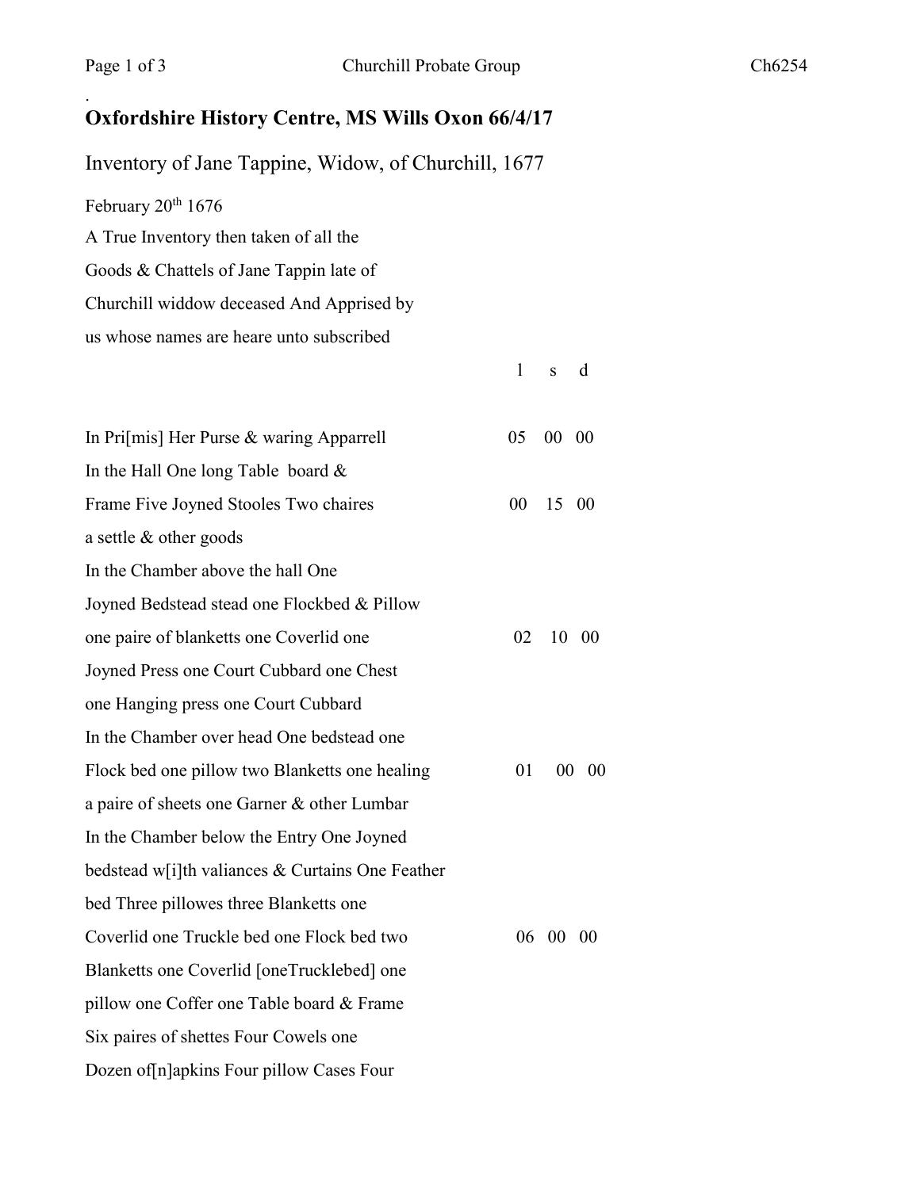.

## Oxfordshire History Centre, MS Wills Oxon 66/4/17

Inventory of Jane Tappine, Widow, of Churchill, 1677

February 20th 1676
A True Inventory then taken of all the
Goods & Chattels of Jane Tappin late of
Churchill widdow deceased And Apprised by
us whose names are heare unto subscribed

| | l | s | d |
|---|---|---|---|
| In Pri[mis] Her Purse & waring Apparrell | 05 | 00 | 00 |
| In the Hall One long Table board & Frame Five Joyned Stooles Two chaires a settle & other goods | 00 | 15 | 00 |
| In the Chamber above the hall One Joyned Bedstead stead one Flockbed & Pillow one paire of blanketts one Coverlid one Joyned Press one Court Cubbard one Chest one Hanging press one Court Cubbard | 02 | 10 | 00 |
| In the Chamber over head One bedstead one Flock bed one pillow two Blanketts one healing a paire of sheets one Garner & other Lumbar | 01 | 00 | 00 |
| In the Chamber below the Entry One Joyned bedstead w[i]th valiances & Curtains One Feather bed Three pillowes three Blanketts one Coverlid one Truckle bed one Flock bed two Blanketts one Coverlid [oneTrucklebed] one pillow one Coffer one Table board & Frame | 06 | 00 | 00 |

Six paires of shettes Four Cowels one
Dozen of[n]apkins Four pillow Cases Four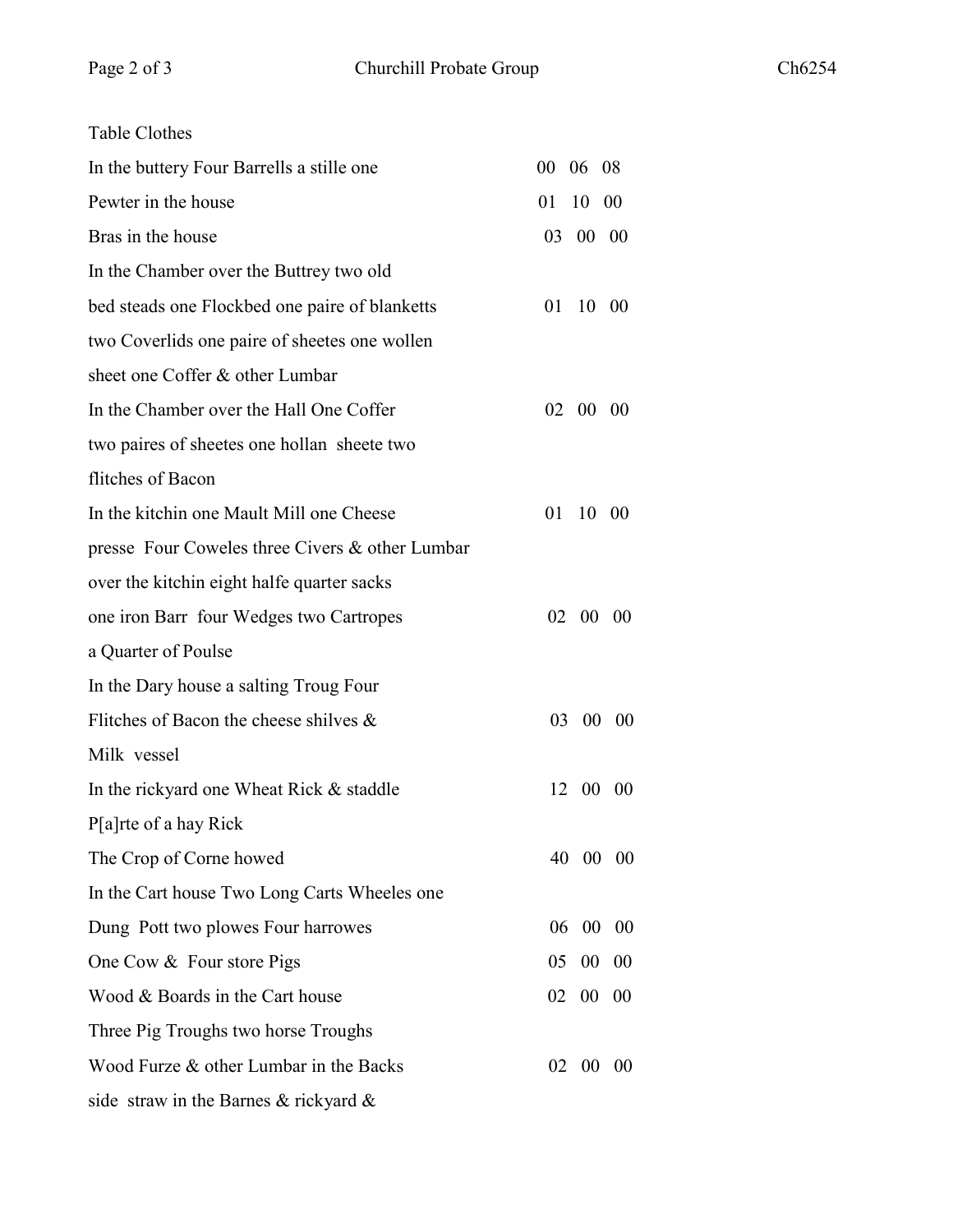| | |
|---|---|
| Table Clothes | |
| In the buttery Four Barrells a stille one | 00 06 08 |
| Pewter in the house | 01 10 00 |
| Bras in the house | 03 00 00 |
| In the Chamber over the Buttrey two old | |
| bed steads one Flockbed one paire of blanketts | 01 10 00 |
| two Coverlids one paire of sheetes one wollen | |
| sheet one Coffer & other Lumbar | |
| In the Chamber over the Hall One Coffer | 02 00 00 |
| two paires of sheetes one hollan sheete two | |
| flitches of Bacon | |
| In the kitchin one Mault Mill one Cheese | 01 10 00 |
| presse Four Coweles three Civers & other Lumbar | |
| over the kitchin eight halfe quarter sacks | |
| one iron Barr four Wedges two Cartropes | 02 00 00 |
| a Quarter of Poulse | |
| In the Dary house a salting Troug Four | |
| Flitches of Bacon the cheese shilves & | 03 00 00 |
| Milk vessel | |
| In the rickyard one Wheat Rick & staddle | 12 00 00 |
| P[a]rte of a hay Rick | |
| The Crop of Corne howed | 40 00 00 |
| In the Cart house Two Long Carts Wheeles one | |
| Dung Pott two plowes Four harrowes | 06 00 00 |
| One Cow & Four store Pigs | 05 00 00 |
| Wood & Boards in the Cart house | 02 00 00 |
| Three Pig Troughs two horse Troughs | |
| Wood Furze & other Lumbar in the Backs | 02 00 00 |
| side straw in the Barnes & rickyard & | |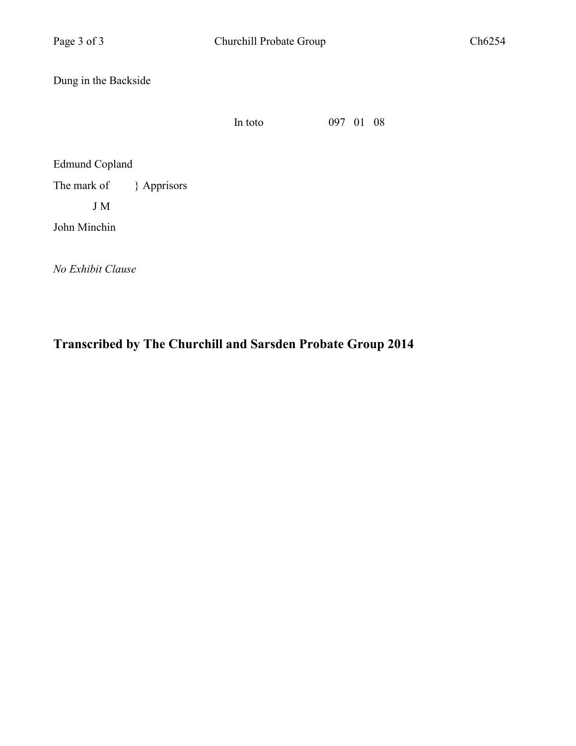Dung in the Backside

In toto 097 01 08

Edmund Copland

The mark of } Apprisors

J M

John Minchin

*No Exhibit Clause*

**Transcribed by The Churchill and Sarsden Probate Group 2014**